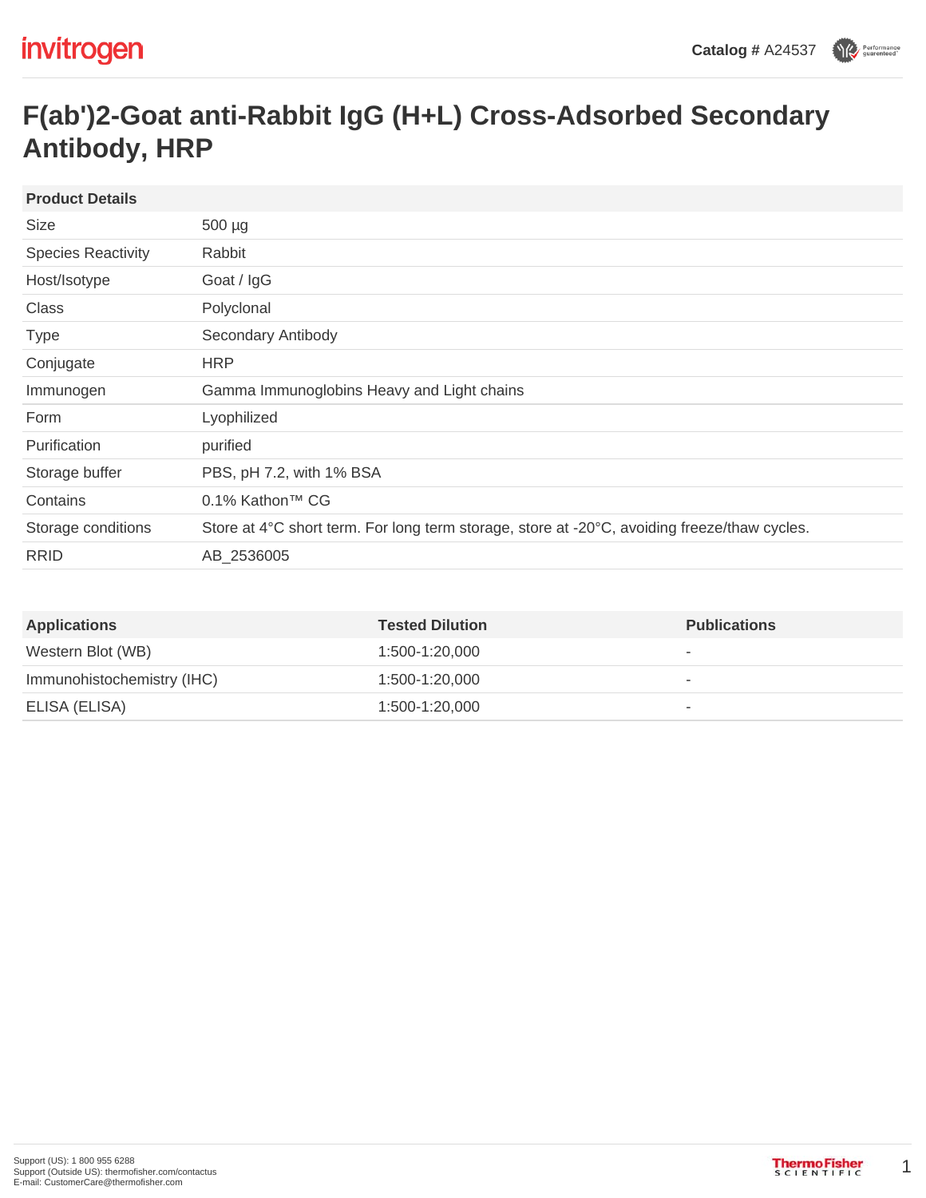Catalog # A24537

# F(ab')2-Goat anti-Rabbit IgG (H+L) Cross-Adsorbed Secondary Antibody, HRP

| Product Details | |
|---|---|
| Size | 500 µg |
| Species Reactivity | Rabbit |
| Host/Isotype | Goat / IgG |
| Class | Polyclonal |
| Type | Secondary Antibody |
| Conjugate | HRP |
| Immunogen | Gamma Immunoglobins Heavy and Light chains |
| Form | Lyophilized |
| Purification | purified |
| Storage buffer | PBS, pH 7.2, with 1% BSA |
| Contains | 0.1% Kathon™ CG |
| Storage conditions | Store at 4°C short term. For long term storage, store at -20°C, avoiding freeze/thaw cycles. |
| RRID | AB_2536005 |

| Applications | Tested Dilution | Publications |
|---|---|---|
| Western Blot (WB) | 1:500-1:20,000 | - |
| Immunohistochemistry (IHC) | 1:500-1:20,000 | - |
| ELISA (ELISA) | 1:500-1:20,000 | - |

Support (US): 1 800 955 6288
Support (Outside US): thermofisher.com/contactus
E-mail: CustomerCare@thermofisher.com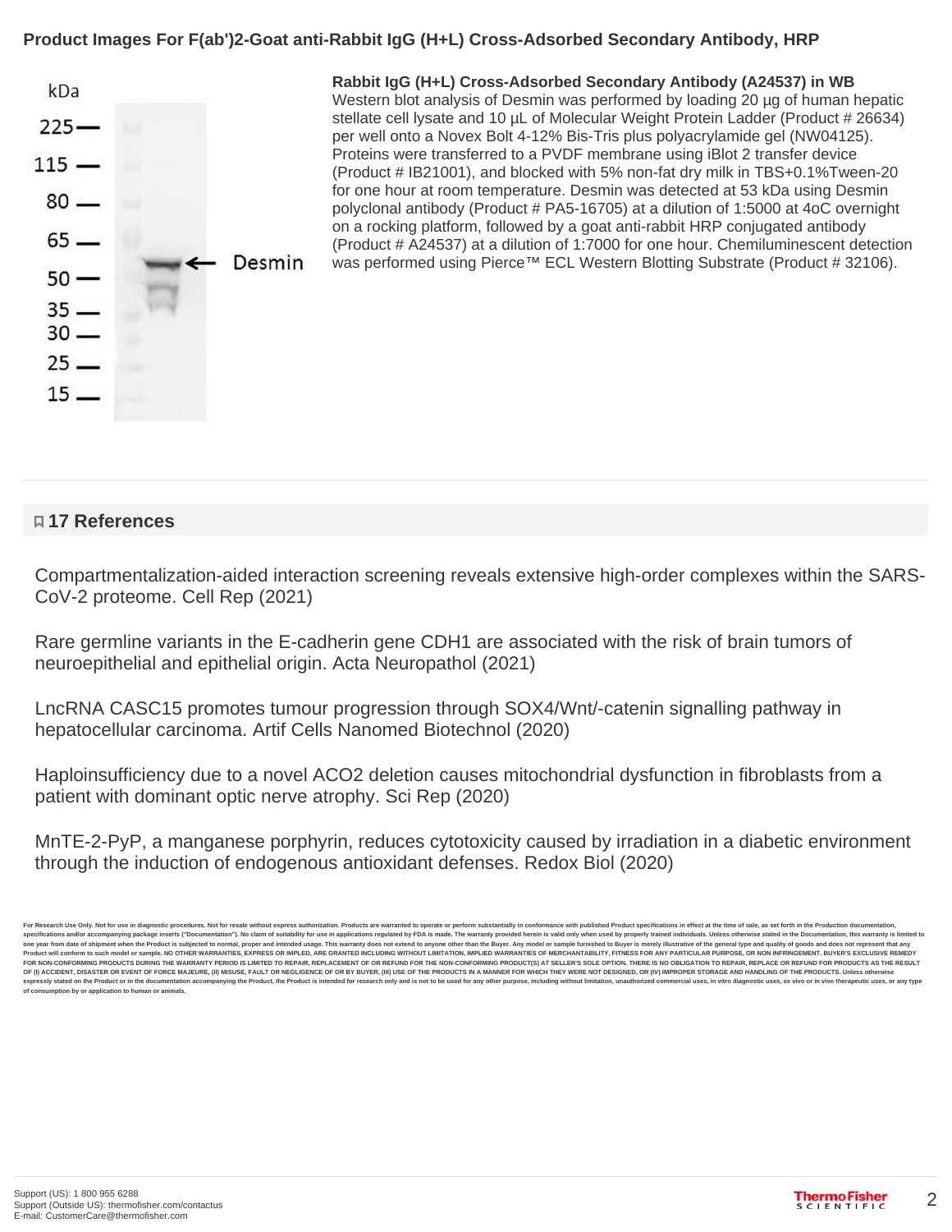## Product Images For F(ab')2-Goat anti-Rabbit IgG (H+L) Cross-Adsorbed Secondary Antibody, HRP

kDa
225
115
80
65
50
35
30
25
15
Desmin

**Rabbit IgG (H+L) Cross-Adsorbed Secondary Antibody (A24537) in WB**
Western blot analysis of Desmin was performed by loading 20 µg of human hepatic stellate cell lysate and 10 µL of Molecular Weight Protein Ladder (Product # 26634) per well onto a Novex Bolt 4-12% Bis-Tris plus polyacrylamide gel (NW04125). Proteins were transferred to a PVDF membrane using iBlot 2 transfer device (Product # IB21001), and blocked with 5% non-fat dry milk in TBS+0.1%Tween-20 for one hour at room temperature. Desmin was detected at 53 kDa using Desmin polyclonal antibody (Product # PA5-16705) at a dilution of 1:5000 at 4oC overnight on a rocking platform, followed by a goat anti-rabbit HRP conjugated antibody (Product # A24537) at a dilution of 1:7000 for one hour. Chemiluminescent detection was performed using Pierce™ ECL Western Blotting Substrate (Product # 32106).

## 17 References

Compartmentalization-aided interaction screening reveals extensive high-order complexes within the SARS-CoV-2 proteome. Cell Rep (2021)

Rare germline variants in the E-cadherin gene CDH1 are associated with the risk of brain tumors of neuroepithelial and epithelial origin. Acta Neuropathol (2021)

LncRNA CASC15 promotes tumour progression through SOX4/Wnt/-catenin signalling pathway in hepatocellular carcinoma. Artif Cells Nanomed Biotechnol (2020)

Haploinsufficiency due to a novel ACO2 deletion causes mitochondrial dysfunction in fibroblasts from a patient with dominant optic nerve atrophy. Sci Rep (2020)

MnTE-2-PyP, a manganese porphyrin, reduces cytotoxicity caused by irradiation in a diabetic environment through the induction of endogenous antioxidant defenses. Redox Biol (2020)

For Research Use Only. Not for use in diagnostic procedures. Not for resale without express authorization. Products are warranted to operate or perform substantially in conformance with published Product specifications in effect at the time of sale, as set forth in the Production documentation, specifications and/or accompanying package inserts ("Documentation"). No claim of suitability for use in applications regulated by FDA is made. The warranty provided herein is valid only when used by properly trained individuals. Unless otherwise stated in the Documentation, this warranty is limited to one year from date of shipment when the Product is subjected to normal, proper and intended usage. This warranty does not extend to anyone other than the Buyer. Any model or sample furnished to Buyer is merely illustrative of the general type and quality of goods and does not represent that any Product will conform to such model or sample. NO OTHER WARRANTIES, EXPRESS OR IMPLED, ARE GRANTED INCLUDING WITHOUT LIMITATION, IMPLIED WARRANTIES OF MERCHANTABILITY, FITNESS FOR ANY PARTICULAR PURPOSE, OR NON INFRINGEMENT. BUYER'S EXCLUSIVE REMEDY FOR NON-CONFORMING PRODUCTS DURING THE WARRANTY PERIOD IS LIMITED TO REPAIR, REPLACEMENT OF OR REFUND FOR THE NON-CONFORMING PRODUCT(S) AT SELLER'S SOLE OPTION. THERE IS NO OBLIGATION TO REPAIR, REPLACE OR REFUND FOR PRODUCTS AS THE RESULT OF (I) ACCIDENT, DISASTER OR EVENT OF FORCE MAJEURE, (II) MISUSE, FAULT OR NEGLIGENCE OF OR BY BUYER, (III) USE OF THE PRODUCTS IN A MANNER FOR WHICH THEY WERE NOT DESIGNED, OR (IV) IMPROPER STORAGE AND HANDLING OF THE PRODUCTS. Unless otherwise expressly stated on the Product or in the documentation accompanying the Product, the Product is intended for research only and is not to be used for any other purpose, including without limitation, unauthorized commercial uses, in vitro diagnostic uses, ex vivo or in vivo therapeutic uses, or any type of consumption by or application to human or animals.

Support (US): 1 800 955 6288
Support (Outside US): thermofisher.com/contactus
E-mail: CustomerCare@thermofisher.com